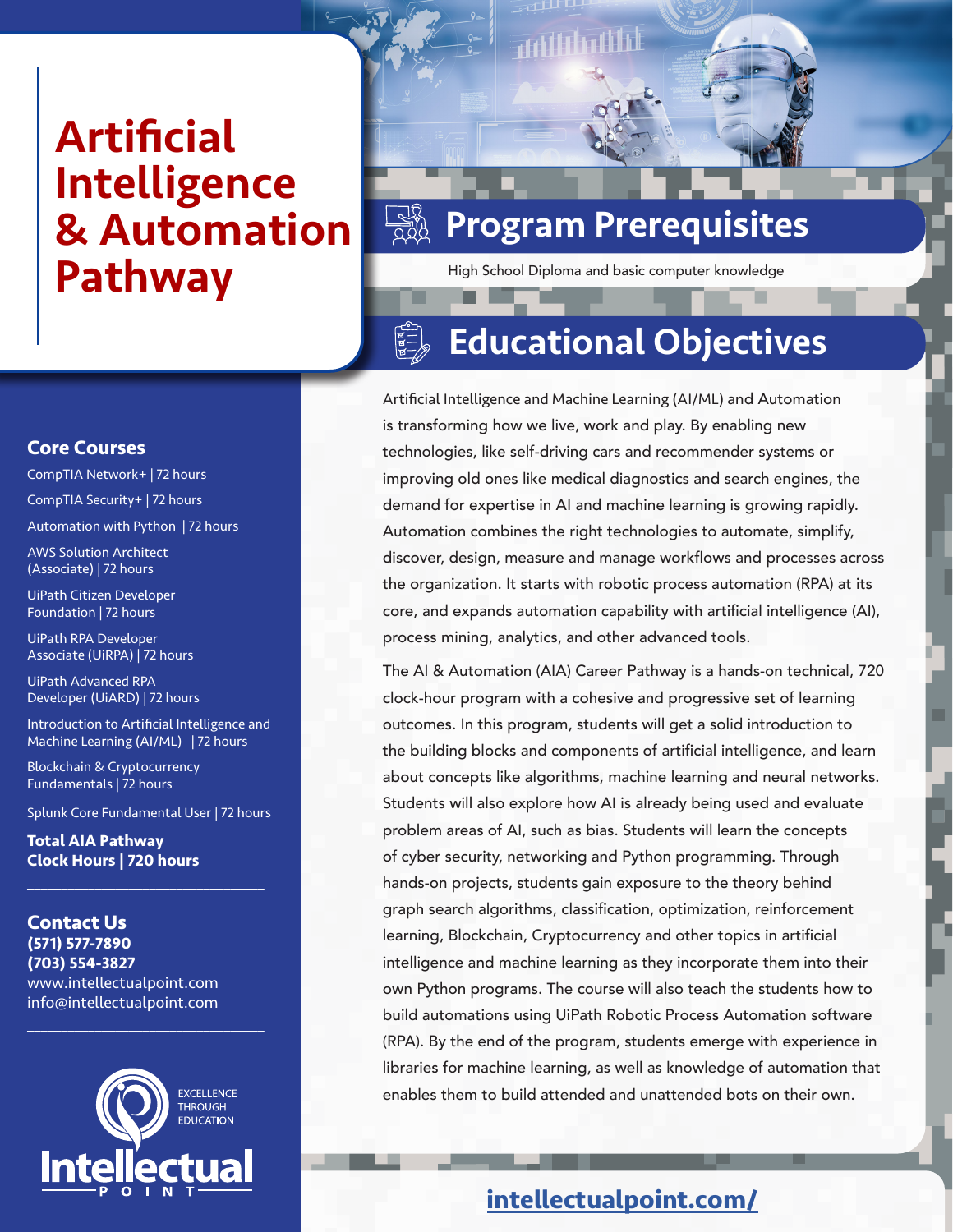# Artificial Intelligence & Automation Pathway

## Core Courses

- CompTIA Network+ | 72 hours
- CompTIA Security+ | 72 hours
- Automation with Python | 72 hours
- AWS Solution Architect (Associate) | 72 hours
- UiPath Citizen Developer Foundation | 72 hours
- UiPath RPA Developer Associate (UiRPA) | 72 hours
- UiPath Advanced RPA Developer (UiARD) | 72 hours
- Introduction to Artificial Intelligence and Machine Learning (AI/ML) | 72 hours
- Blockchain & Cryptocurrency Fundamentals | 72 hours
- Splunk Core Fundamental User | 72 hours

**Total AIA Pathway Clock Hours | 720 hours**

## Contact Us

**(571) 577-7890**
**(703) 554-3827**
www.intellectualpoint.com
info@intellectualpoint.com

EXCELLENCE THROUGH EDUCATION

Intellectual POINT

## Program Prerequisites

High School Diploma and basic computer knowledge

## Educational Objectives

Artificial Intelligence and Machine Learning (AI/ML) and Automation is transforming how we live, work and play. By enabling new technologies, like self-driving cars and recommender systems or improving old ones like medical diagnostics and search engines, the demand for expertise in AI and machine learning is growing rapidly. Automation combines the right technologies to automate, simplify, discover, design, measure and manage workflows and processes across the organization. It starts with robotic process automation (RPA) at its core, and expands automation capability with artificial intelligence (AI), process mining, analytics, and other advanced tools.

The AI & Automation (AIA) Career Pathway is a hands-on technical, 720 clock-hour program with a cohesive and progressive set of learning outcomes. In this program, students will get a solid introduction to the building blocks and components of artificial intelligence, and learn about concepts like algorithms, machine learning and neural networks. Students will also explore how AI is already being used and evaluate problem areas of AI, such as bias. Students will learn the concepts of cyber security, networking and Python programming. Through hands-on projects, students gain exposure to the theory behind graph search algorithms, classification, optimization, reinforcement learning, Blockchain, Cryptocurrency and other topics in artificial intelligence and machine learning as they incorporate them into their own Python programs. The course will also teach the students how to build automations using UiPath Robotic Process Automation software (RPA). By the end of the program, students emerge with experience in libraries for machine learning, as well as knowledge of automation that enables them to build attended and unattended bots on their own.

intellectualpoint.com/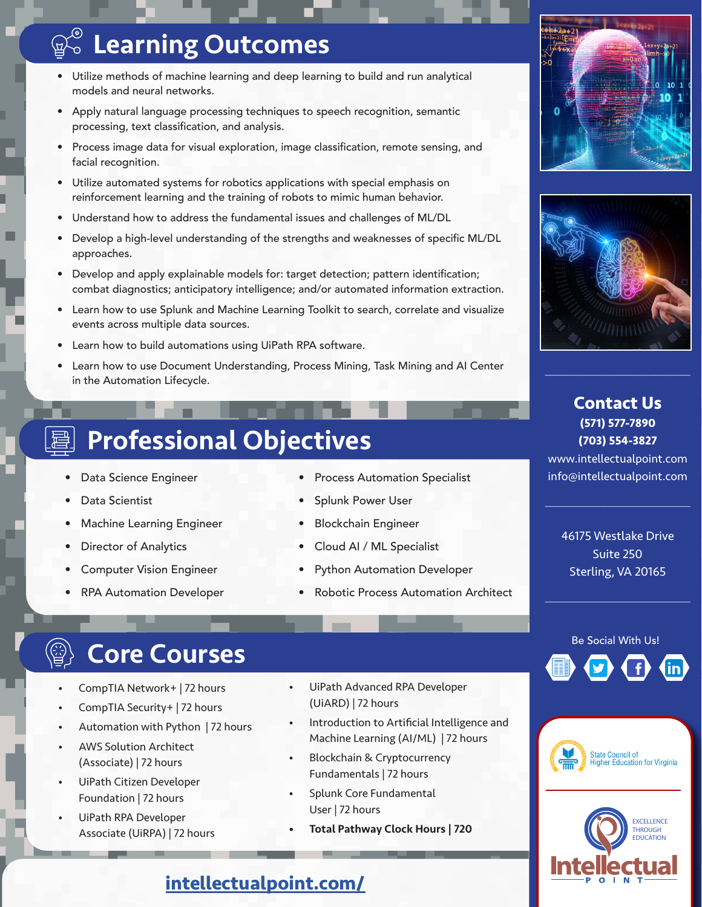## Learning Outcomes

- Utilize methods of machine learning and deep learning to build and run analytical models and neural networks.
- Apply natural language processing techniques to speech recognition, semantic processing, text classification, and analysis.
- Process image data for visual exploration, image classification, remote sensing, and facial recognition.
- Utilize automated systems for robotics applications with special emphasis on reinforcement learning and the training of robots to mimic human behavior.
- Understand how to address the fundamental issues and challenges of ML/DL
- Develop a high-level understanding of the strengths and weaknesses of specific ML/DL approaches.
- Develop and apply explainable models for: target detection; pattern identification; combat diagnostics; anticipatory intelligence; and/or automated information extraction.
- Learn how to use Splunk and Machine Learning Toolkit to search, correlate and visualize events across multiple data sources.
- Learn how to build automations using UiPath RPA software.
- Learn how to use Document Understanding, Process Mining, Task Mining and AI Center in the Automation Lifecycle.

## Professional Objectives

- Data Science Engineer
- Data Scientist
- Machine Learning Engineer
- Director of Analytics
- Computer Vision Engineer
- RPA Automation Developer
- Process Automation Specialist
- Splunk Power User
- Blockchain Engineer
- Cloud AI / ML Specialist
- Python Automation Developer
- Robotic Process Automation Architect

## Core Courses

- CompTIA Network+ | 72 hours
- CompTIA Security+ | 72 hours
- Automation with Python | 72 hours
- AWS Solution Architect (Associate) | 72 hours
- UiPath Citizen Developer Foundation | 72 hours
- UiPath RPA Developer Associate (UiRPA) | 72 hours
- UiPath Advanced RPA Developer (UiARD) | 72 hours
- Introduction to Artificial Intelligence and Machine Learning (AI/ML) | 72 hours
- Blockchain & Cryptocurrency Fundamentals | 72 hours
- Splunk Core Fundamental User | 72 hours
- **Total Pathway Clock Hours | 720**

**intellectualpoint.com/**

## Contact Us

**(571) 577-7890**
**(703) 554-3827**
www.intellectualpoint.com
info@intellectualpoint.com

46175 Westlake Drive
Suite 250
Sterling, VA 20165

Be Social With Us!

State Council of Higher Education for Virginia

EXCELLENCE THROUGH EDUCATION
Intellectual POINT